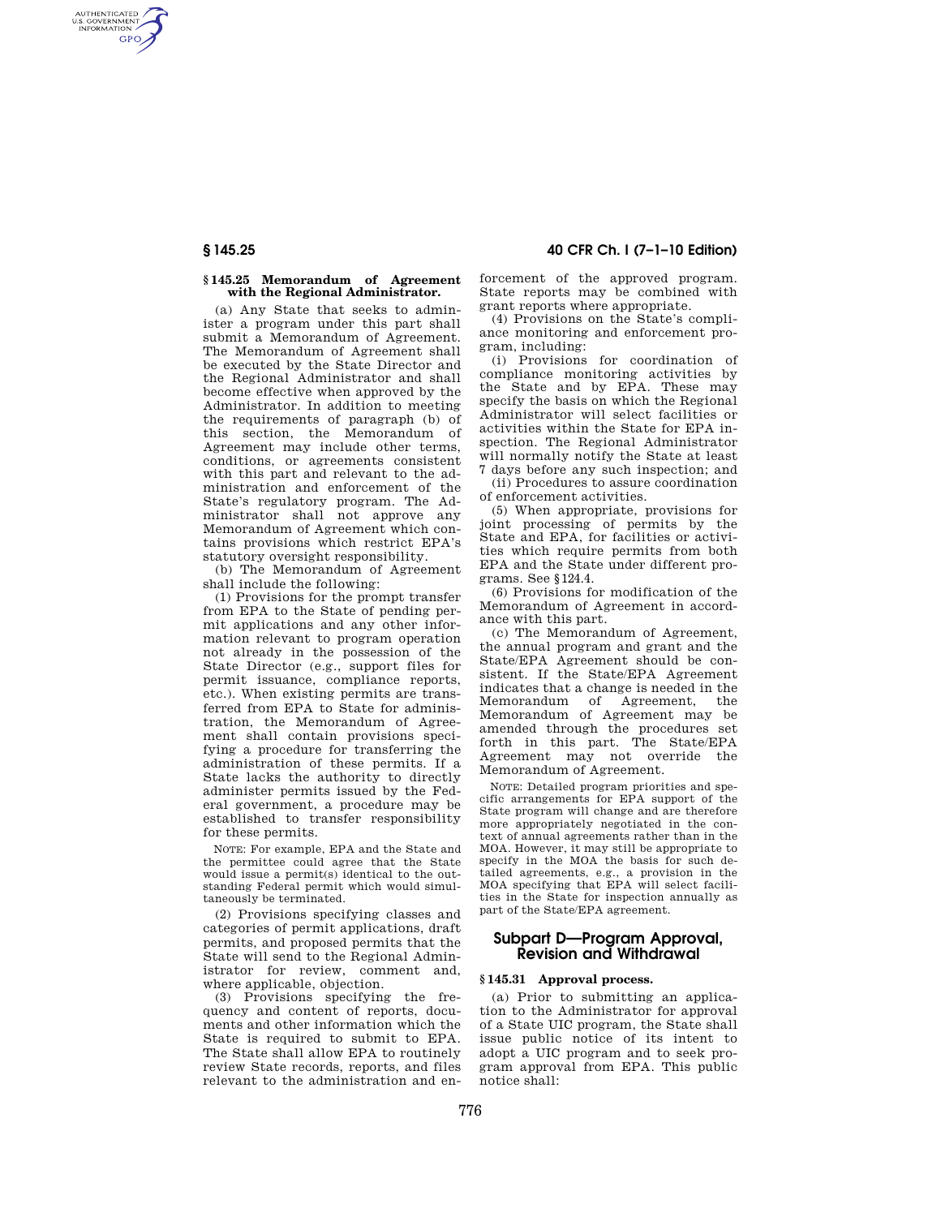### § 145.25 Memorandum of Agreement with the Regional Administrator.

(a) Any State that seeks to administer a program under this part shall submit a Memorandum of Agreement. The Memorandum of Agreement shall be executed by the State Director and the Regional Administrator and shall become effective when approved by the Administrator. In addition to meeting the requirements of paragraph (b) of this section, the Memorandum of Agreement may include other terms, conditions, or agreements consistent with this part and relevant to the administration and enforcement of the State's regulatory program. The Administrator shall not approve any Memorandum of Agreement which contains provisions which restrict EPA's statutory oversight responsibility.

(b) The Memorandum of Agreement shall include the following:

(1) Provisions for the prompt transfer from EPA to the State of pending permit applications and any other information relevant to program operation not already in the possession of the State Director (e.g., support files for permit issuance, compliance reports, etc.). When existing permits are transferred from EPA to State for administration, the Memorandum of Agreement shall contain provisions specifying a procedure for transferring the administration of these permits. If a State lacks the authority to directly administer permits issued by the Federal government, a procedure may be established to transfer responsibility for these permits.

NOTE: For example, EPA and the State and the permittee could agree that the State would issue a permit(s) identical to the outstanding Federal permit which would simultaneously be terminated.

(2) Provisions specifying classes and categories of permit applications, draft permits, and proposed permits that the State will send to the Regional Administrator for review, comment and, where applicable, objection.

(3) Provisions specifying the frequency and content of reports, documents and other information which the State is required to submit to EPA. The State shall allow EPA to routinely review State records, reports, and files relevant to the administration and enforcement of the approved program. State reports may be combined with grant reports where appropriate.

(4) Provisions on the State's compliance monitoring and enforcement program, including:

(i) Provisions for coordination of compliance monitoring activities by the State and by EPA. These may specify the basis on which the Regional Administrator will select facilities or activities within the State for EPA inspection. The Regional Administrator will normally notify the State at least 7 days before any such inspection; and

(ii) Procedures to assure coordination of enforcement activities.

(5) When appropriate, provisions for joint processing of permits by the State and EPA, for facilities or activities which require permits from both EPA and the State under different programs. See §124.4.

(6) Provisions for modification of the Memorandum of Agreement in accordance with this part.

(c) The Memorandum of Agreement, the annual program and grant and the State/EPA Agreement should be consistent. If the State/EPA Agreement indicates that a change is needed in the Memorandum of Agreement, the Memorandum of Agreement may be amended through the procedures set forth in this part. The State/EPA Agreement may not override the Memorandum of Agreement.

NOTE: Detailed program priorities and specific arrangements for EPA support of the State program will change and are therefore more appropriately negotiated in the context of annual agreements rather than in the MOA. However, it may still be appropriate to specify in the MOA the basis for such detailed agreements, e.g., a provision in the MOA specifying that EPA will select facilities in the State for inspection annually as part of the State/EPA agreement.

## Subpart D—Program Approval, Revision and Withdrawal

### § 145.31 Approval process.

(a) Prior to submitting an application to the Administrator for approval of a State UIC program, the State shall issue public notice of its intent to adopt a UIC program and to seek program approval from EPA. This public notice shall: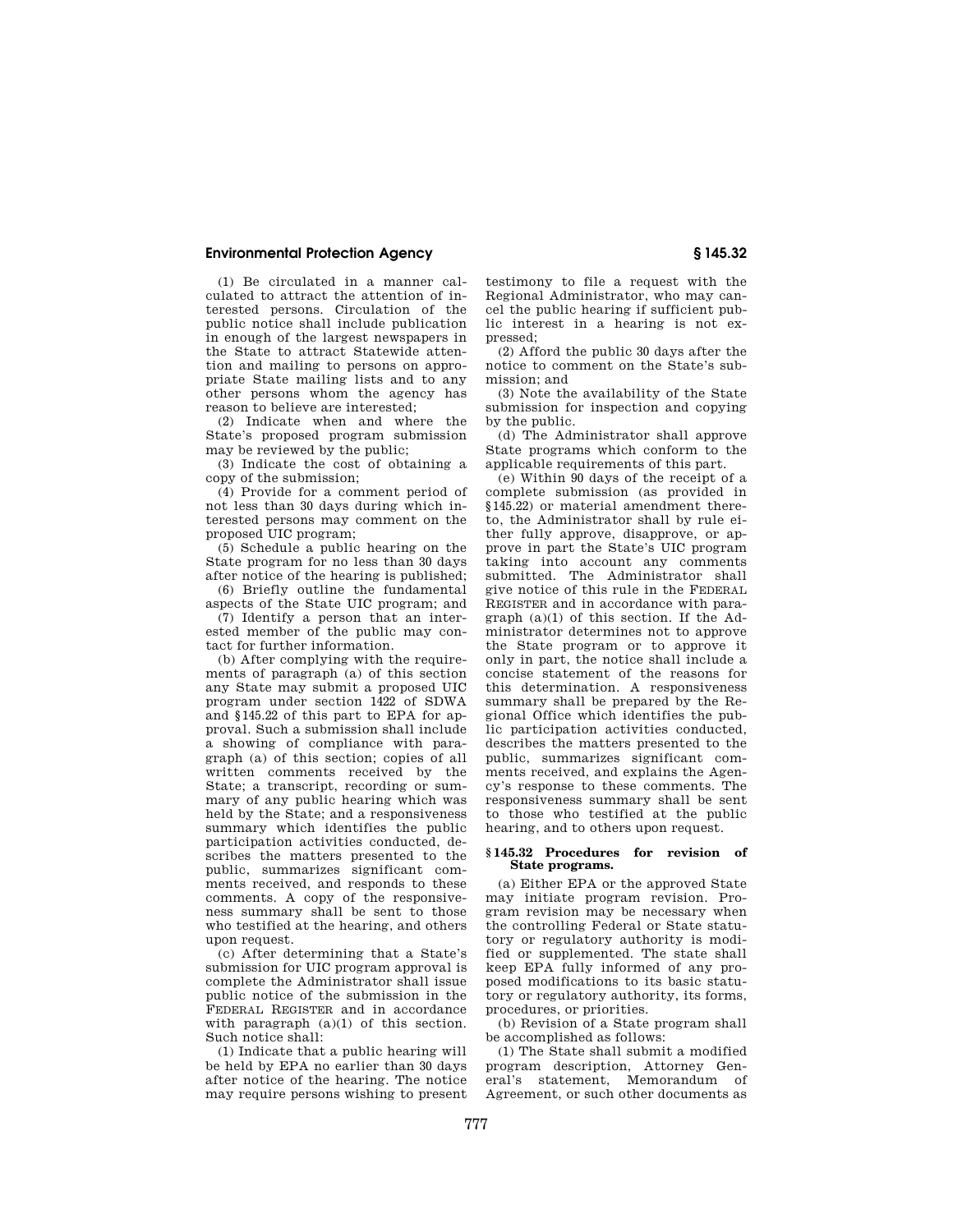(1) Be circulated in a manner calculated to attract the attention of interested persons. Circulation of the public notice shall include publication in enough of the largest newspapers in the State to attract Statewide attention and mailing to persons on appropriate State mailing lists and to any other persons whom the agency has reason to believe are interested;

(2) Indicate when and where the State's proposed program submission may be reviewed by the public;

(3) Indicate the cost of obtaining a copy of the submission;

(4) Provide for a comment period of not less than 30 days during which interested persons may comment on the proposed UIC program;

(5) Schedule a public hearing on the State program for no less than 30 days after notice of the hearing is published;

(6) Briefly outline the fundamental aspects of the State UIC program; and

(7) Identify a person that an interested member of the public may contact for further information.

(b) After complying with the requirements of paragraph (a) of this section any State may submit a proposed UIC program under section 1422 of SDWA and §145.22 of this part to EPA for approval. Such a submission shall include a showing of compliance with paragraph (a) of this section; copies of all written comments received by the State; a transcript, recording or summary of any public hearing which was held by the State; and a responsiveness summary which identifies the public participation activities conducted, describes the matters presented to the public, summarizes significant comments received, and responds to these comments. A copy of the responsiveness summary shall be sent to those who testified at the hearing, and others upon request.

(c) After determining that a State's submission for UIC program approval is complete the Administrator shall issue public notice of the submission in the FEDERAL REGISTER and in accordance with paragraph (a)(1) of this section. Such notice shall:

(1) Indicate that a public hearing will be held by EPA no earlier than 30 days after notice of the hearing. The notice may require persons wishing to present testimony to file a request with the Regional Administrator, who may cancel the public hearing if sufficient public interest in a hearing is not expressed;

(2) Afford the public 30 days after the notice to comment on the State's submission; and

(3) Note the availability of the State submission for inspection and copying by the public.

(d) The Administrator shall approve State programs which conform to the applicable requirements of this part.

(e) Within 90 days of the receipt of a complete submission (as provided in §145.22) or material amendment thereto, the Administrator shall by rule either fully approve, disapprove, or approve in part the State's UIC program taking into account any comments submitted. The Administrator shall give notice of this rule in the FEDERAL REGISTER and in accordance with paragraph (a)(1) of this section. If the Administrator determines not to approve the State program or to approve it only in part, the notice shall include a concise statement of the reasons for this determination. A responsiveness summary shall be prepared by the Regional Office which identifies the public participation activities conducted, describes the matters presented to the public, summarizes significant comments received, and explains the Agency's response to these comments. The responsiveness summary shall be sent to those who testified at the public hearing, and to others upon request.

### §145.32 Procedures for revision of State programs.

(a) Either EPA or the approved State may initiate program revision. Program revision may be necessary when the controlling Federal or State statutory or regulatory authority is modified or supplemented. The state shall keep EPA fully informed of any proposed modifications to its basic statutory or regulatory authority, its forms, procedures, or priorities.

(b) Revision of a State program shall be accomplished as follows:

(1) The State shall submit a modified program description, Attorney General's statement, Memorandum of Agreement, or such other documents as